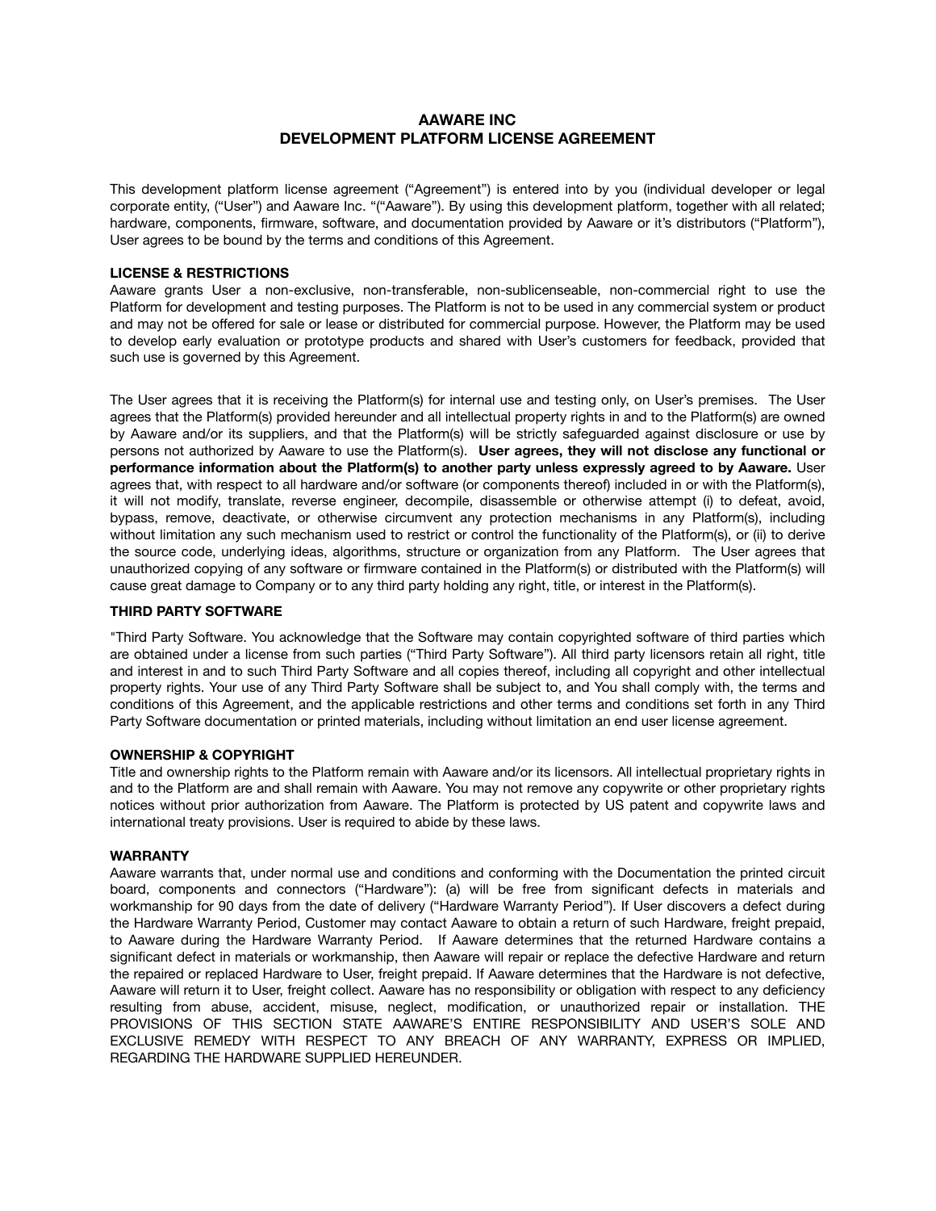# AAWARE INC
# DEVELOPMENT PLATFORM LICENSE AGREEMENT

This development platform license agreement ("Agreement") is entered into by you (individual developer or legal corporate entity, ("User") and Aaware Inc. "("Aaware"). By using this development platform, together with all related; hardware, components, firmware, software, and documentation provided by Aaware or it's distributors ("Platform"), User agrees to be bound by the terms and conditions of this Agreement.

**LICENSE & RESTRICTIONS**

Aaware grants User a non-exclusive, non-transferable, non-sublicenseable, non-commercial right to use the Platform for development and testing purposes. The Platform is not to be used in any commercial system or product and may not be offered for sale or lease or distributed for commercial purpose. However, the Platform may be used to develop early evaluation or prototype products and shared with User's customers for feedback, provided that such use is governed by this Agreement.

The User agrees that it is receiving the Platform(s) for internal use and testing only, on User's premises. The User agrees that the Platform(s) provided hereunder and all intellectual property rights in and to the Platform(s) are owned by Aaware and/or its suppliers, and that the Platform(s) will be strictly safeguarded against disclosure or use by persons not authorized by Aaware to use the Platform(s). **User agrees, they will not disclose any functional or performance information about the Platform(s) to another party unless expressly agreed to by Aaware.** User agrees that, with respect to all hardware and/or software (or components thereof) included in or with the Platform(s), it will not modify, translate, reverse engineer, decompile, disassemble or otherwise attempt (i) to defeat, avoid, bypass, remove, deactivate, or otherwise circumvent any protection mechanisms in any Platform(s), including without limitation any such mechanism used to restrict or control the functionality of the Platform(s), or (ii) to derive the source code, underlying ideas, algorithms, structure or organization from any Platform. The User agrees that unauthorized copying of any software or firmware contained in the Platform(s) or distributed with the Platform(s) will cause great damage to Company or to any third party holding any right, title, or interest in the Platform(s).

**THIRD PARTY SOFTWARE**

"Third Party Software. You acknowledge that the Software may contain copyrighted software of third parties which are obtained under a license from such parties ("Third Party Software"). All third party licensors retain all right, title and interest in and to such Third Party Software and all copies thereof, including all copyright and other intellectual property rights. Your use of any Third Party Software shall be subject to, and You shall comply with, the terms and conditions of this Agreement, and the applicable restrictions and other terms and conditions set forth in any Third Party Software documentation or printed materials, including without limitation an end user license agreement.

**OWNERSHIP & COPYRIGHT**

Title and ownership rights to the Platform remain with Aaware and/or its licensors. All intellectual proprietary rights in and to the Platform are and shall remain with Aaware. You may not remove any copywrite or other proprietary rights notices without prior authorization from Aaware. The Platform is protected by US patent and copywrite laws and international treaty provisions. User is required to abide by these laws.

**WARRANTY**

Aaware warrants that, under normal use and conditions and conforming with the Documentation the printed circuit board, components and connectors ("Hardware"): (a) will be free from significant defects in materials and workmanship for 90 days from the date of delivery ("Hardware Warranty Period"). If User discovers a defect during the Hardware Warranty Period, Customer may contact Aaware to obtain a return of such Hardware, freight prepaid, to Aaware during the Hardware Warranty Period. If Aaware determines that the returned Hardware contains a significant defect in materials or workmanship, then Aaware will repair or replace the defective Hardware and return the repaired or replaced Hardware to User, freight prepaid. If Aaware determines that the Hardware is not defective, Aaware will return it to User, freight collect. Aaware has no responsibility or obligation with respect to any deficiency resulting from abuse, accident, misuse, neglect, modification, or unauthorized repair or installation. THE PROVISIONS OF THIS SECTION STATE AAWARE'S ENTIRE RESPONSIBILITY AND USER'S SOLE AND EXCLUSIVE REMEDY WITH RESPECT TO ANY BREACH OF ANY WARRANTY, EXPRESS OR IMPLIED, REGARDING THE HARDWARE SUPPLIED HEREUNDER.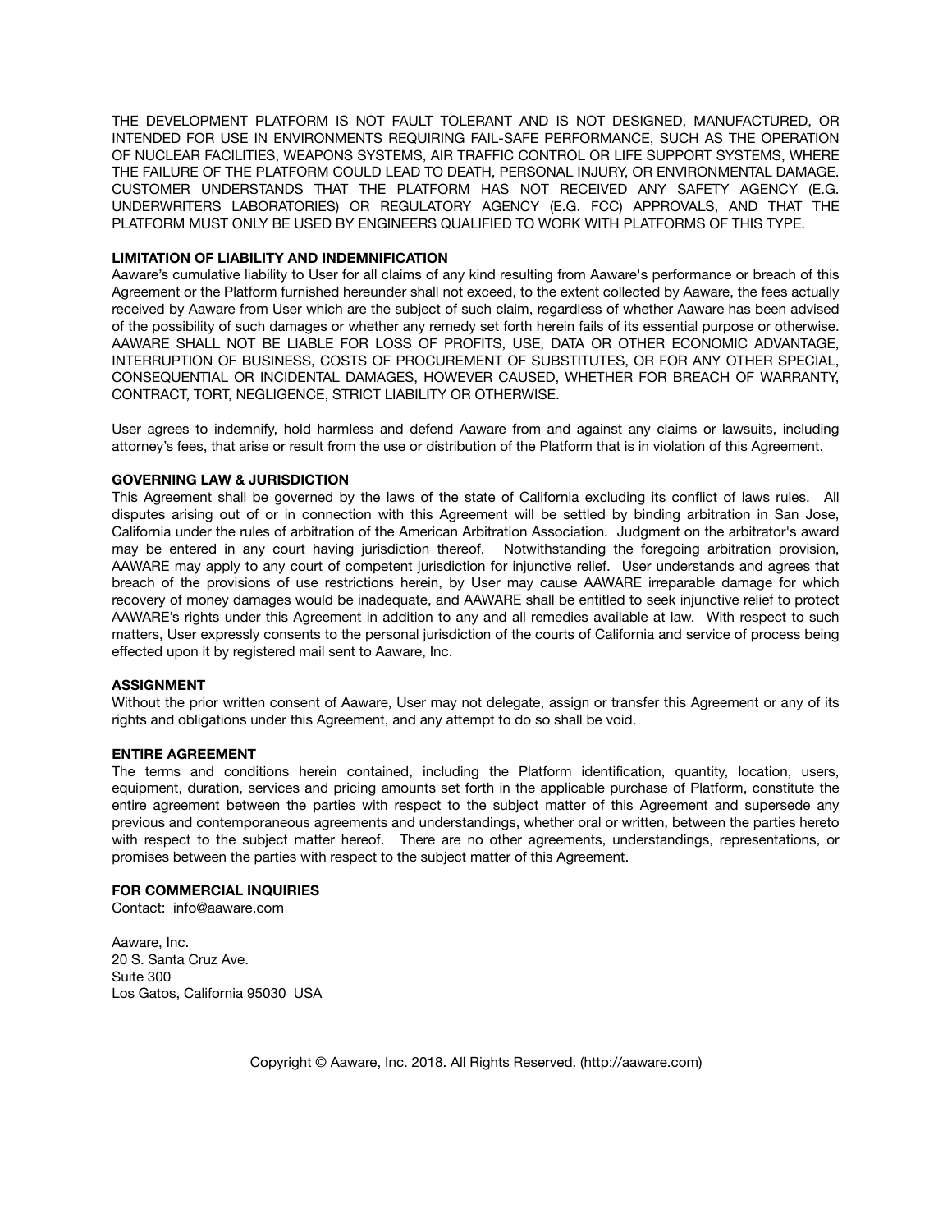THE DEVELOPMENT PLATFORM IS NOT FAULT TOLERANT AND IS NOT DESIGNED, MANUFACTURED, OR INTENDED FOR USE IN ENVIRONMENTS REQUIRING FAIL-SAFE PERFORMANCE, SUCH AS THE OPERATION OF NUCLEAR FACILITIES, WEAPONS SYSTEMS, AIR TRAFFIC CONTROL OR LIFE SUPPORT SYSTEMS, WHERE THE FAILURE OF THE PLATFORM COULD LEAD TO DEATH, PERSONAL INJURY, OR ENVIRONMENTAL DAMAGE. CUSTOMER UNDERSTANDS THAT THE PLATFORM HAS NOT RECEIVED ANY SAFETY AGENCY (E.G. UNDERWRITERS LABORATORIES) OR REGULATORY AGENCY (E.G. FCC) APPROVALS, AND THAT THE PLATFORM MUST ONLY BE USED BY ENGINEERS QUALIFIED TO WORK WITH PLATFORMS OF THIS TYPE.

**LIMITATION OF LIABILITY AND INDEMNIFICATION**

Aaware's cumulative liability to User for all claims of any kind resulting from Aaware's performance or breach of this Agreement or the Platform furnished hereunder shall not exceed, to the extent collected by Aaware, the fees actually received by Aaware from User which are the subject of such claim, regardless of whether Aaware has been advised of the possibility of such damages or whether any remedy set forth herein fails of its essential purpose or otherwise. AAWARE SHALL NOT BE LIABLE FOR LOSS OF PROFITS, USE, DATA OR OTHER ECONOMIC ADVANTAGE, INTERRUPTION OF BUSINESS, COSTS OF PROCUREMENT OF SUBSTITUTES, OR FOR ANY OTHER SPECIAL, CONSEQUENTIAL OR INCIDENTAL DAMAGES, HOWEVER CAUSED, WHETHER FOR BREACH OF WARRANTY, CONTRACT, TORT, NEGLIGENCE, STRICT LIABILITY OR OTHERWISE.

User agrees to indemnify, hold harmless and defend Aaware from and against any claims or lawsuits, including attorney's fees, that arise or result from the use or distribution of the Platform that is in violation of this Agreement.

**GOVERNING LAW & JURISDICTION**

This Agreement shall be governed by the laws of the state of California excluding its conflict of laws rules. All disputes arising out of or in connection with this Agreement will be settled by binding arbitration in San Jose, California under the rules of arbitration of the American Arbitration Association. Judgment on the arbitrator's award may be entered in any court having jurisdiction thereof. Notwithstanding the foregoing arbitration provision, AAWARE may apply to any court of competent jurisdiction for injunctive relief. User understands and agrees that breach of the provisions of use restrictions herein, by User may cause AAWARE irreparable damage for which recovery of money damages would be inadequate, and AAWARE shall be entitled to seek injunctive relief to protect AAWARE's rights under this Agreement in addition to any and all remedies available at law. With respect to such matters, User expressly consents to the personal jurisdiction of the courts of California and service of process being effected upon it by registered mail sent to Aaware, Inc.

**ASSIGNMENT**

Without the prior written consent of Aaware, User may not delegate, assign or transfer this Agreement or any of its rights and obligations under this Agreement, and any attempt to do so shall be void.

**ENTIRE AGREEMENT**

The terms and conditions herein contained, including the Platform identification, quantity, location, users, equipment, duration, services and pricing amounts set forth in the applicable purchase of Platform, constitute the entire agreement between the parties with respect to the subject matter of this Agreement and supersede any previous and contemporaneous agreements and understandings, whether oral or written, between the parties hereto with respect to the subject matter hereof. There are no other agreements, understandings, representations, or promises between the parties with respect to the subject matter of this Agreement.

**FOR COMMERCIAL INQUIRIES**

Contact: info@aaware.com

Aaware, Inc.
20 S. Santa Cruz Ave.
Suite 300
Los Gatos, California 95030 USA

Copyright © Aaware, Inc. 2018. All Rights Reserved. (http://aaware.com)